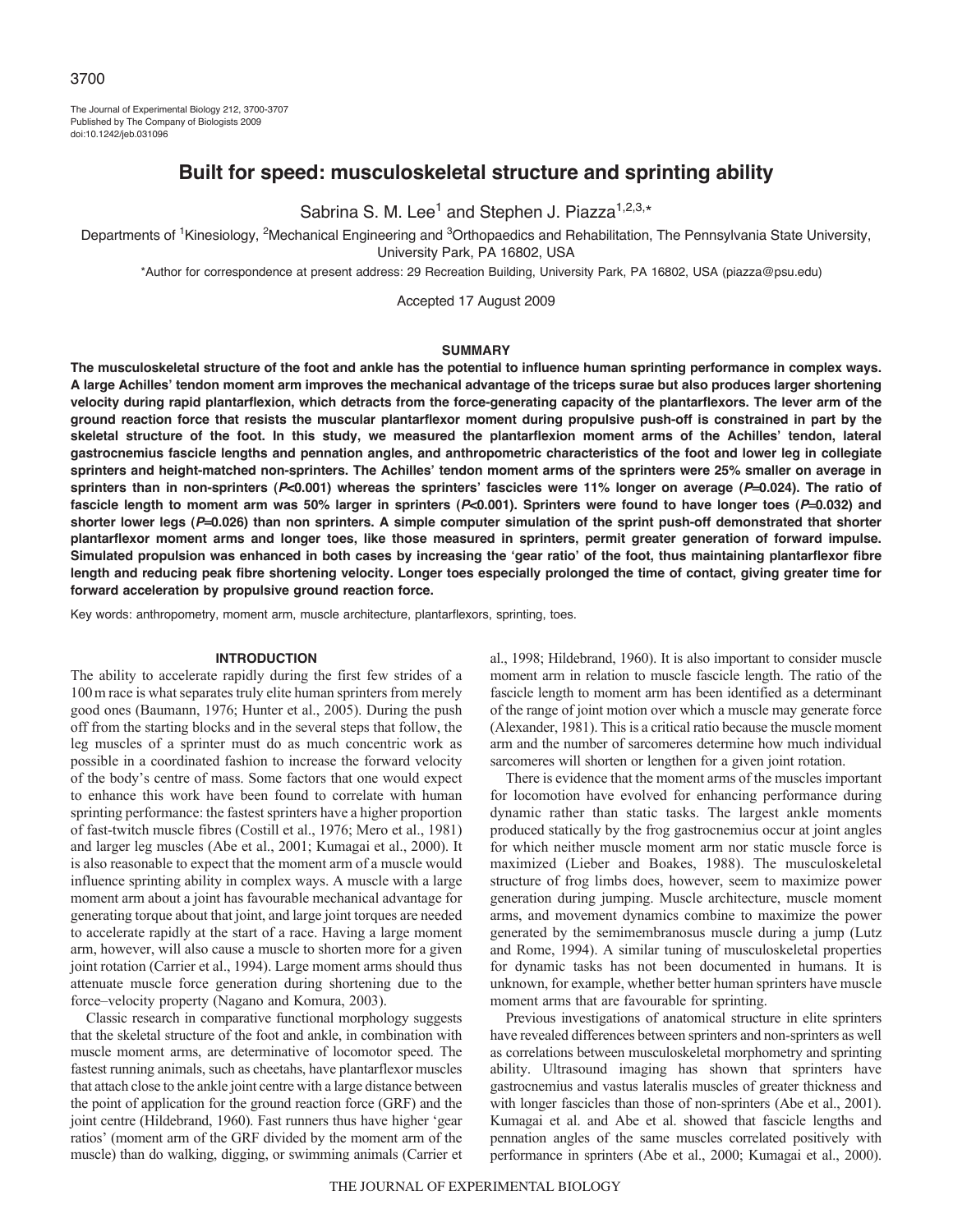# Built for speed: musculoskeletal structure and sprinting ability

Sabrina S. M. Lee[1] and Stephen J. Piazza[1,2,3,*]

Departments of [1]Kinesiology, [2]Mechanical Engineering and [3]Orthopaedics and Rehabilitation, The Pennsylvania State University, University Park, PA 16802, USA

*Author for correspondence at present address: 29 Recreation Building, University Park, PA 16802, USA (piazza@psu.edu)

Accepted 17 August 2009

## SUMMARY

**The musculoskeletal structure of the foot and ankle has the potential to influence human sprinting performance in complex ways. A large Achilles' tendon moment arm improves the mechanical advantage of the triceps surae but also produces larger shortening velocity during rapid plantarflexion, which detracts from the force-generating capacity of the plantarflexors. The lever arm of the ground reaction force that resists the muscular plantarflexor moment during propulsive push-off is constrained in part by the skeletal structure of the foot. In this study, we measured the plantarflexion moment arms of the Achilles' tendon, lateral gastrocnemius fascicle lengths and pennation angles, and anthropometric characteristics of the foot and lower leg in collegiate sprinters and height-matched non-sprinters. The Achilles' tendon moment arms of the sprinters were 25% smaller on average in sprinters than in non-sprinters ($P$<0.001) whereas the sprinters' fascicles were 11% longer on average ($P$=0.024). The ratio of fascicle length to moment arm was 50% larger in sprinters ($P$<0.001). Sprinters were found to have longer toes ($P$=0.032) and shorter lower legs ($P$=0.026) than non sprinters. A simple computer simulation of the sprint push-off demonstrated that shorter plantarflexor moment arms and longer toes, like those measured in sprinters, permit greater generation of forward impulse. Simulated propulsion was enhanced in both cases by increasing the 'gear ratio' of the foot, thus maintaining plantarflexor fibre length and reducing peak fibre shortening velocity. Longer toes especially prolonged the time of contact, giving greater time for forward acceleration by propulsive ground reaction force.**

Key words: anthropometry, moment arm, muscle architecture, plantarflexors, sprinting, toes.

## INTRODUCTION

The ability to accelerate rapidly during the first few strides of a 100 m race is what separates truly elite human sprinters from merely good ones (Baumann, 1976; Hunter et al., 2005). During the push off from the starting blocks and in the several steps that follow, the leg muscles of a sprinter must do as much concentric work as possible in a coordinated fashion to increase the forward velocity of the body's centre of mass. Some factors that one would expect to enhance this work have been found to correlate with human sprinting performance: the fastest sprinters have a higher proportion of fast-twitch muscle fibres (Costill et al., 1976; Mero et al., 1981) and larger leg muscles (Abe et al., 2001; Kumagai et al., 2000). It is also reasonable to expect that the moment arm of a muscle would influence sprinting ability in complex ways. A muscle with a large moment arm about a joint has favourable mechanical advantage for generating torque about that joint, and large joint torques are needed to accelerate rapidly at the start of a race. Having a large moment arm, however, will also cause a muscle to shorten more for a given joint rotation (Carrier et al., 1994). Large moment arms should thus attenuate muscle force generation during shortening due to the force–velocity property (Nagano and Komura, 2003).

Classic research in comparative functional morphology suggests that the skeletal structure of the foot and ankle, in combination with muscle moment arms, are determinative of locomotor speed. The fastest running animals, such as cheetahs, have plantarflexor muscles that attach close to the ankle joint centre with a large distance between the point of application for the ground reaction force (GRF) and the joint centre (Hildebrand, 1960). Fast runners thus have higher 'gear ratios' (moment arm of the GRF divided by the moment arm of the muscle) than do walking, digging, or swimming animals (Carrier et al., 1998; Hildebrand, 1960). It is also important to consider muscle moment arm in relation to muscle fascicle length. The ratio of the fascicle length to moment arm has been identified as a determinant of the range of joint motion over which a muscle may generate force (Alexander, 1981). This is a critical ratio because the muscle moment arm and the number of sarcomeres determine how much individual sarcomeres will shorten or lengthen for a given joint rotation.

There is evidence that the moment arms of the muscles important for locomotion have evolved for enhancing performance during dynamic rather than static tasks. The largest ankle moments produced statically by the frog gastrocnemius occur at joint angles for which neither muscle moment arm nor static muscle force is maximized (Lieber and Boakes, 1988). The musculoskeletal structure of frog limbs does, however, seem to maximize power generation during jumping. Muscle architecture, muscle moment arms, and movement dynamics combine to maximize the power generated by the semimembranosus muscle during a jump (Lutz and Rome, 1994). A similar tuning of musculoskeletal properties for dynamic tasks has not been documented in humans. It is unknown, for example, whether better human sprinters have muscle moment arms that are favourable for sprinting.

Previous investigations of anatomical structure in elite sprinters have revealed differences between sprinters and non-sprinters as well as correlations between musculoskeletal morphometry and sprinting ability. Ultrasound imaging has shown that sprinters have gastrocnemius and vastus lateralis muscles of greater thickness and with longer fascicles than those of non-sprinters (Abe et al., 2001). Kumagai et al. and Abe et al. showed that fascicle lengths and pennation angles of the same muscles correlated positively with performance in sprinters (Abe et al., 2000; Kumagai et al., 2000).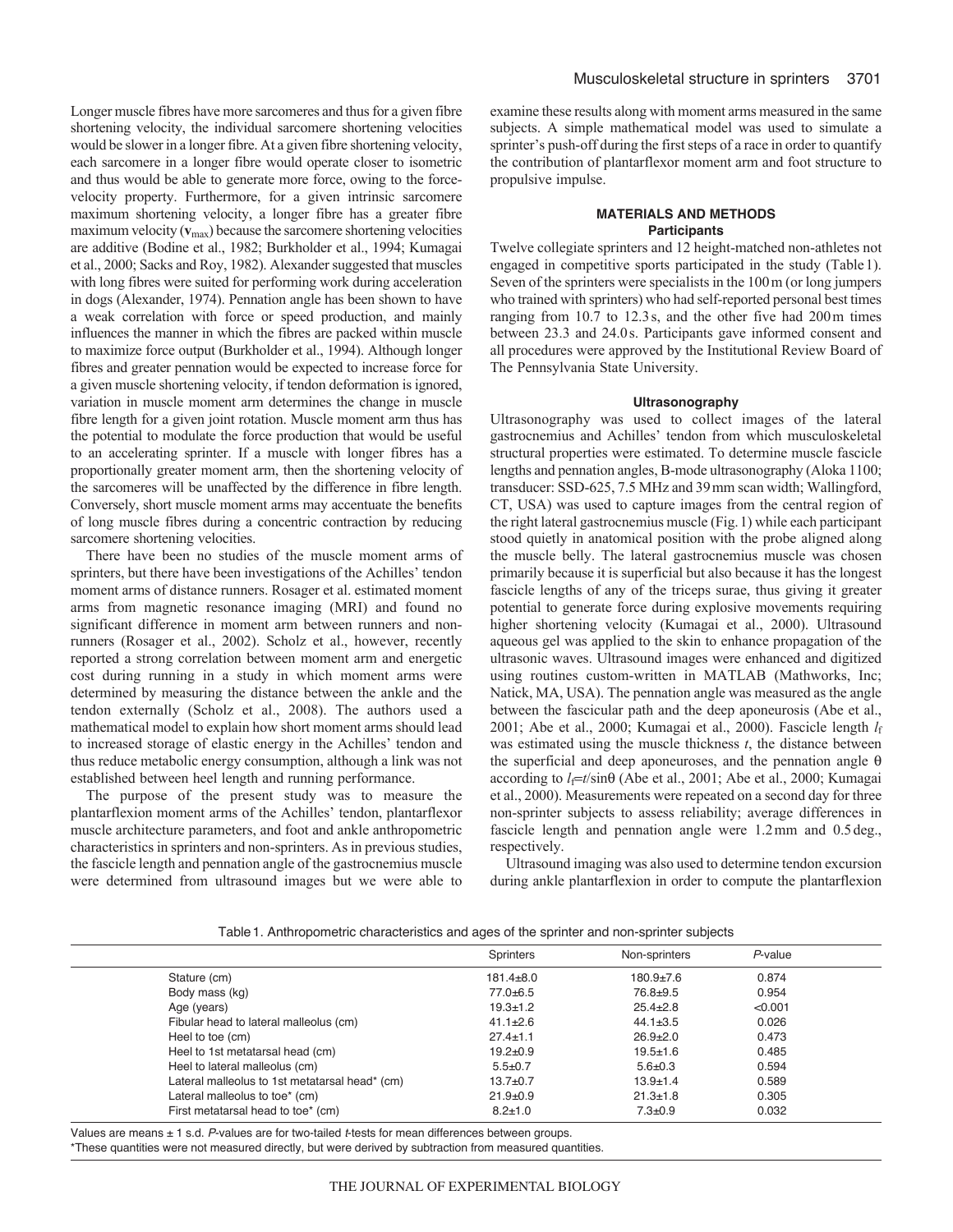Longer muscle fibres have more sarcomeres and thus for a given fibre shortening velocity, the individual sarcomere shortening velocities would be slower in a longer fibre. At a given fibre shortening velocity, each sarcomere in a longer fibre would operate closer to isometric and thus would be able to generate more force, owing to the force-velocity property. Furthermore, for a given intrinsic sarcomere maximum shortening velocity, a longer fibre has a greater fibre maximum velocity ($\mathbf{v}_{max}$) because the sarcomere shortening velocities are additive (Bodine et al., 1982; Burkholder et al., 1994; Kumagai et al., 2000; Sacks and Roy, 1982). Alexander suggested that muscles with long fibres were suited for performing work during acceleration in dogs (Alexander, 1974). Pennation angle has been shown to have a weak correlation with force or speed production, and mainly influences the manner in which the fibres are packed within muscle to maximize force output (Burkholder et al., 1994). Although longer fibres and greater pennation would be expected to increase force for a given muscle shortening velocity, if tendon deformation is ignored, variation in muscle moment arm determines the change in muscle fibre length for a given joint rotation. Muscle moment arm thus has the potential to modulate the force production that would be useful to an accelerating sprinter. If a muscle with longer fibres has a proportionally greater moment arm, then the shortening velocity of the sarcomeres will be unaffected by the difference in fibre length. Conversely, short muscle moment arms may accentuate the benefits of long muscle fibres during a concentric contraction by reducing sarcomere shortening velocities.

There have been no studies of the muscle moment arms of sprinters, but there have been investigations of the Achilles' tendon moment arms of distance runners. Rosager et al. estimated moment arms from magnetic resonance imaging (MRI) and found no significant difference in moment arm between runners and non-runners (Rosager et al., 2002). Scholz et al., however, recently reported a strong correlation between moment arm and energetic cost during running in a study in which moment arms were determined by measuring the distance between the ankle and the tendon externally (Scholz et al., 2008). The authors used a mathematical model to explain how short moment arms should lead to increased storage of elastic energy in the Achilles' tendon and thus reduce metabolic energy consumption, although a link was not established between heel length and running performance.

The purpose of the present study was to measure the plantarflexion moment arms of the Achilles' tendon, plantarflexor muscle architecture parameters, and foot and ankle anthropometric characteristics in sprinters and non-sprinters. As in previous studies, the fascicle length and pennation angle of the gastrocnemius muscle were determined from ultrasound images but we were able to examine these results along with moment arms measured in the same subjects. A simple mathematical model was used to simulate a sprinter's push-off during the first steps of a race in order to quantify the contribution of plantarflexor moment arm and foot structure to propulsive impulse.

## MATERIALS AND METHODS

### Participants

Twelve collegiate sprinters and 12 height-matched non-athletes not engaged in competitive sports participated in the study (Table 1). Seven of the sprinters were specialists in the 100 m (or long jumpers who trained with sprinters) who had self-reported personal best times ranging from 10.7 to 12.3 s, and the other five had 200 m times between 23.3 and 24.0 s. Participants gave informed consent and all procedures were approved by the Institutional Review Board of The Pennsylvania State University.

### Ultrasonography

Ultrasonography was used to collect images of the lateral gastrocnemius and Achilles' tendon from which musculoskeletal structural properties were estimated. To determine muscle fascicle lengths and pennation angles, B-mode ultrasonography (Aloka 1100; transducer: SSD-625, 7.5 MHz and 39 mm scan width; Wallingford, CT, USA) was used to capture images from the central region of the right lateral gastrocnemius muscle (Fig. 1) while each participant stood quietly in anatomical position with the probe aligned along the muscle belly. The lateral gastrocnemius muscle was chosen primarily because it is superficial but also because it has the longest fascicle lengths of any of the triceps surae, thus giving it greater potential to generate force during explosive movements requiring higher shortening velocity (Kumagai et al., 2000). Ultrasound aqueous gel was applied to the skin to enhance propagation of the ultrasonic waves. Ultrasound images were enhanced and digitized using routines custom-written in MATLAB (Mathworks, Inc; Natick, MA, USA). The pennation angle was measured as the angle between the fascicular path and the deep aponeurosis (Abe et al., 2001; Abe et al., 2000; Kumagai et al., 2000). Fascicle length $l_f$ was estimated using the muscle thickness $t$, the distance between the superficial and deep aponeuroses, and the pennation angle $\theta$ according to $l_f = t/\sin\theta$ (Abe et al., 2001; Abe et al., 2000; Kumagai et al., 2000). Measurements were repeated on a second day for three non-sprinter subjects to assess reliability; average differences in fascicle length and pennation angle were 1.2 mm and 0.5 deg., respectively.

Ultrasound imaging was also used to determine tendon excursion during ankle plantarflexion in order to compute the plantarflexion

Table 1. Anthropometric characteristics and ages of the sprinter and non-sprinter subjects

| | Sprinters | Non-sprinters | *P*-value |
|---|---|---|---|
| Stature (cm) | 181.4±8.0 | 180.9±7.6 | 0.874 |
| Body mass (kg) | 77.0±6.5 | 76.8±9.5 | 0.954 |
| Age (years) | 19.3±1.2 | 25.4±2.8 | <0.001 |
| Fibular head to lateral malleolus (cm) | 41.1±2.6 | 44.1±3.5 | 0.026 |
| Heel to toe (cm) | 27.4±1.1 | 26.9±2.0 | 0.473 |
| Heel to 1st metatarsal head (cm) | 19.2±0.9 | 19.5±1.6 | 0.485 |
| Heel to lateral malleolus (cm) | 5.5±0.7 | 5.6±0.3 | 0.594 |
| Lateral malleolus to 1st metatarsal head* (cm) | 13.7±0.7 | 13.9±1.4 | 0.589 |
| Lateral malleolus to toe* (cm) | 21.9±0.9 | 21.3±1.8 | 0.305 |
| First metatarsal head to toe* (cm) | 8.2±1.0 | 7.3±0.9 | 0.032 |

Values are means ± 1 s.d. *P*-values are for two-tailed *t*-tests for mean differences between groups.
*These quantities were not measured directly, but were derived by subtraction from measured quantities.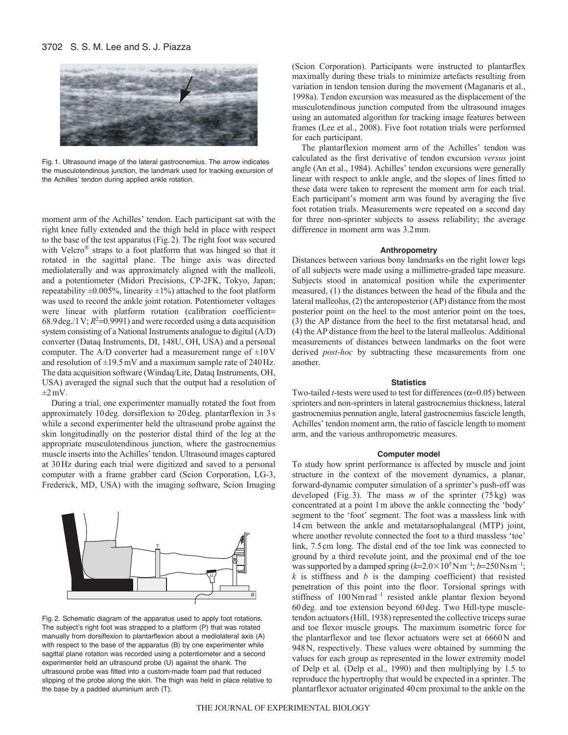Fig. 1. Ultrasound image of the lateral gastrocnemius. The arrow indicates the musculotendinous junction, the landmark used for tracking excursion of the Achilles' tendon during applied ankle rotation.

moment arm of the Achilles' tendon. Each participant sat with the right knee fully extended and the thigh held in place with respect to the base of the test apparatus (Fig. 2). The right foot was secured with Velcro® straps to a foot platform that was hinged so that it rotated in the sagittal plane. The hinge axis was directed mediolaterally and was approximately aligned with the malleoli, and a potentiometer (Midori Precisions, CP-2FK, Tokyo, Japan; repeatability ±0.005%, linearity ±1%) attached to the foot platform was used to record the ankle joint rotation. Potentiometer voltages were linear with platform rotation (calibration coefficient= 68.9 deg./1 V; $R^2$=0.9991) and were recorded using a data acquisition system consisting of a National Instruments analogue to digital (A/D) converter (Dataq Instruments, DI, 148U, OH, USA) and a personal computer. The A/D converter had a measurement range of ±10 V and resolution of ±19.5 mV and a maximum sample rate of 240 Hz. The data acquisition software (Windaq/Lite, Dataq Instruments, OH, USA) averaged the signal such that the output had a resolution of ±2 mV.

During a trial, one experimenter manually rotated the foot from approximately 10 deg. dorsiflexion to 20 deg. plantarflexion in 3 s while a second experimenter held the ultrasound probe against the skin longitudinally on the posterior distal third of the leg at the appropriate musculotendinous junction, where the gastrocnemius muscle inserts into the Achilles' tendon. Ultrasound images captured at 30 Hz during each trial were digitized and saved to a personal computer with a frame grabber card (Scion Corporation, LG-3, Frederick, MD, USA) with the imaging software, Scion Imaging (Scion Corporation). Participants were instructed to plantarflex maximally during these trials to minimize artefacts resulting from variation in tendon tension during the movement (Maganaris et al., 1998a). Tendon excursion was measured as the displacement of the musculotendinous junction computed from the ultrasound images using an automated algorithm for tracking image features between frames (Lee et al., 2008). Five foot rotation trials were performed for each participant.

Fig. 2. Schematic diagram of the apparatus used to apply foot rotations. The subject's right foot was strapped to a platform (P) that was rotated manually from dorsiflexion to plantarflexion about a mediolateral axis (A) with respect to the base of the apparatus (B) by one experimenter while sagittal plane rotation was recorded using a potentiometer and a second experimenter held an ultrasound probe (U) against the shank. The ultrasound probe was fitted into a custom-made foam pad that reduced slipping of the probe along the skin. The thigh was held in place relative to the base by a padded aluminium arch (T).

The plantarflexion moment arm of the Achilles' tendon was calculated as the first derivative of tendon excursion *versus* joint angle (An et al., 1984). Achilles' tendon excursions were generally linear with respect to ankle angle, and the slopes of lines fitted to these data were taken to represent the moment arm for each trial. Each participant's moment arm was found by averaging the five foot rotation trials. Measurements were repeated on a second day for three non-sprinter subjects to assess reliability; the average difference in moment arm was 3.2 mm.

### Anthropometry

Distances between various bony landmarks on the right lower legs of all subjects were made using a millimetre-graded tape measure. Subjects stood in anatomical position while the experimenter measured, (1) the distances between the head of the fibula and the lateral malleolus, (2) the anteroposterior (AP) distance from the most posterior point on the heel to the most anterior point on the toes, (3) the AP distance from the heel to the first metatarsal head, and (4) the AP distance from the heel to the lateral malleolus. Additional measurements of distances between landmarks on the foot were derived *post-hoc* by subtracting these measurements from one another.

### Statistics

Two-tailed *t*-tests were used to test for differences ($\alpha$=0.05) between sprinters and non-sprinters in lateral gastrocnemius thickness, lateral gastrocnemius pennation angle, lateral gastrocnemius fascicle length, Achilles' tendon moment arm, the ratio of fascicle length to moment arm, and the various anthropometric measures.

### Computer model

To study how sprint performance is affected by muscle and joint structure in the context of the movement dynamics, a planar, forward-dynamic computer simulation of a sprinter's push-off was developed (Fig. 3). The mass $m$ of the sprinter (75 kg) was concentrated at a point 1 m above the ankle connecting the 'body' segment to the 'foot' segment. The foot was a massless link with 14 cm between the ankle and metatarsophalangeal (MTP) joint, where another revolute connected the foot to a third massless 'toe' link, 7.5 cm long. The distal end of the toe link was connected to ground by a third revolute joint, and the proximal end of the toe was supported by a damped spring ($k$=2.0×10$^5$ N m$^{-1}$; $b$=250 N s m$^{-1}$; $k$ is stiffness and $b$ is the damping coefficient) that resisted penetration of this point into the floor. Torsional springs with stiffness of 100 N m rad$^{-1}$ resisted ankle plantar flexion beyond 60 deg. and toe extension beyond 60 deg. Two Hill-type muscle-tendon actuators (Hill, 1938) represented the collective triceps surae and toe flexor muscle groups. The maximum isometric force for the plantarflexor and toe flexor actuators were set at 6660 N and 948 N, respectively. These values were obtained by summing the values for each group as represented in the lower extremity model of Delp et al. (Delp et al., 1990) and then multiplying by 1.5 to reproduce the hypertrophy that would be expected in a sprinter. The plantarflexor actuator originated 40 cm proximal to the ankle on the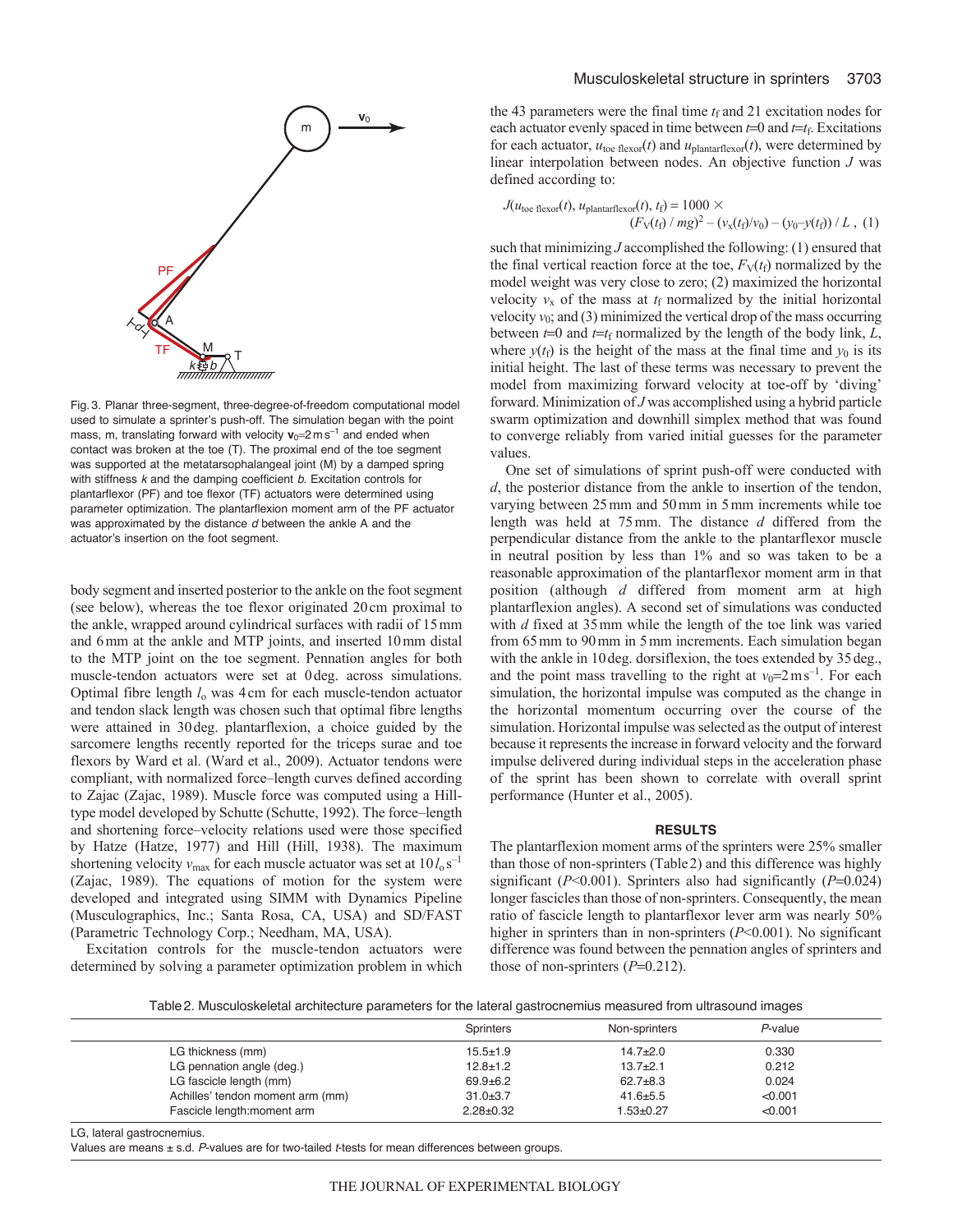Fig. 3. Planar three-segment, three-degree-of-freedom computational model used to simulate a sprinter's push-off. The simulation began with the point mass, m, translating forward with velocity $\mathbf{v}_0$=2 m s$^{-1}$ and ended when contact was broken at the toe (T). The proximal end of the toe segment was supported at the metatarsophalangeal joint (M) by a damped spring with stiffness $k$ and the damping coefficient $b$. Excitation controls for plantarflexor (PF) and toe flexor (TF) actuators were determined using parameter optimization. The plantarflexion moment arm of the PF actuator was approximated by the distance $d$ between the ankle A and the actuator's insertion on the foot segment.

body segment and inserted posterior to the ankle on the foot segment (see below), whereas the toe flexor originated 20 cm proximal to the ankle, wrapped around cylindrical surfaces with radii of 15 mm and 6 mm at the ankle and MTP joints, and inserted 10 mm distal to the MTP joint on the toe segment. Pennation angles for both muscle-tendon actuators were set at 0 deg. across simulations. Optimal fibre length $l_o$ was 4 cm for each muscle-tendon actuator and tendon slack length was chosen such that optimal fibre lengths were attained in 30 deg. plantarflexion, a choice guided by the sarcomere lengths recently reported for the triceps surae and toe flexors by Ward et al. (Ward et al., 2009). Actuator tendons were compliant, with normalized force–length curves defined according to Zajac (Zajac, 1989). Muscle force was computed using a Hill-type model developed by Schutte (Schutte, 1992). The force–length and shortening force–velocity relations used were those specified by Hatze (Hatze, 1977) and Hill (Hill, 1938). The maximum shortening velocity $v_{max}$ for each muscle actuator was set at $10\,l_o\,s^{-1}$ (Zajac, 1989). The equations of motion for the system were developed and integrated using SIMM with Dynamics Pipeline (Musculographics, Inc.; Santa Rosa, CA, USA) and SD/FAST (Parametric Technology Corp.; Needham, MA, USA).

Excitation controls for the muscle-tendon actuators were determined by solving a parameter optimization problem in which the 43 parameters were the final time $t_f$ and 21 excitation nodes for each actuator evenly spaced in time between $t$=0 and $t$=$t_f$. Excitations for each actuator, $u_{\text{toe flexor}}(t)$ and $u_{\text{plantarflexor}}(t)$, were determined by linear interpolation between nodes. An objective function $J$ was defined according to:

$$J(u_{\text{toe flexor}}(t), u_{\text{plantarflexor}}(t), t_f) = 1000 \times (F_V(t_f) / mg)^2 - (v_x(t_f)/v_0) - (y_0 - y(t_f)) / L \,, \quad (1)$$

such that minimizing $J$ accomplished the following: (1) ensured that the final vertical reaction force at the toe, $F_V(t_f)$ normalized by the model weight was very close to zero; (2) maximized the horizontal velocity $v_x$ of the mass at $t_f$ normalized by the initial horizontal velocity $v_0$; and (3) minimized the vertical drop of the mass occurring between $t$=0 and $t$=$t_f$ normalized by the length of the body link, $L$, where $y(t_f)$ is the height of the mass at the final time and $y_0$ is its initial height. The last of these terms was necessary to prevent the model from maximizing forward velocity at toe-off by 'diving' forward. Minimization of $J$ was accomplished using a hybrid particle swarm optimization and downhill simplex method that was found to converge reliably from varied initial guesses for the parameter values.

One set of simulations of sprint push-off were conducted with $d$, the posterior distance from the ankle to insertion of the tendon, varying between 25 mm and 50 mm in 5 mm increments while toe length was held at 75 mm. The distance $d$ differed from the perpendicular distance from the ankle to the plantarflexor muscle in neutral position by less than 1% and so was taken to be a reasonable approximation of the plantarflexor moment arm in that position (although $d$ differed from moment arm at high plantarflexion angles). A second set of simulations was conducted with $d$ fixed at 35 mm while the length of the toe link was varied from 65 mm to 90 mm in 5 mm increments. Each simulation began with the ankle in 10 deg. dorsiflexion, the toes extended by 35 deg., and the point mass travelling to the right at $v_0$=2 m s$^{-1}$. For each simulation, the horizontal impulse was computed as the change in the horizontal momentum occurring over the course of the simulation. Horizontal impulse was selected as the output of interest because it represents the increase in forward velocity and the forward impulse delivered during individual steps in the acceleration phase of the sprint has been shown to correlate with overall sprint performance (Hunter et al., 2005).

## RESULTS

The plantarflexion moment arms of the sprinters were 25% smaller than those of non-sprinters (Table 2) and this difference was highly significant ($P$<0.001). Sprinters also had significantly ($P$=0.024) longer fascicles than those of non-sprinters. Consequently, the mean ratio of fascicle length to plantarflexor lever arm was nearly 50% higher in sprinters than in non-sprinters ($P$<0.001). No significant difference was found between the pennation angles of sprinters and those of non-sprinters ($P$=0.212).

Table 2. Musculoskeletal architecture parameters for the lateral gastrocnemius measured from ultrasound images

| | Sprinters | Non-sprinters | $P$-value |
|---|---|---|---|
| LG thickness (mm) | 15.5±1.9 | 14.7±2.0 | 0.330 |
| LG pennation angle (deg.) | 12.8±1.2 | 13.7±2.1 | 0.212 |
| LG fascicle length (mm) | 69.9±6.2 | 62.7±8.3 | 0.024 |
| Achilles' tendon moment arm (mm) | 31.0±3.7 | 41.6±5.5 | <0.001 |
| Fascicle length:moment arm | 2.28±0.32 | 1.53±0.27 | <0.001 |

LG, lateral gastrocnemius.

Values are means ± s.d. $P$-values are for two-tailed $t$-tests for mean differences between groups.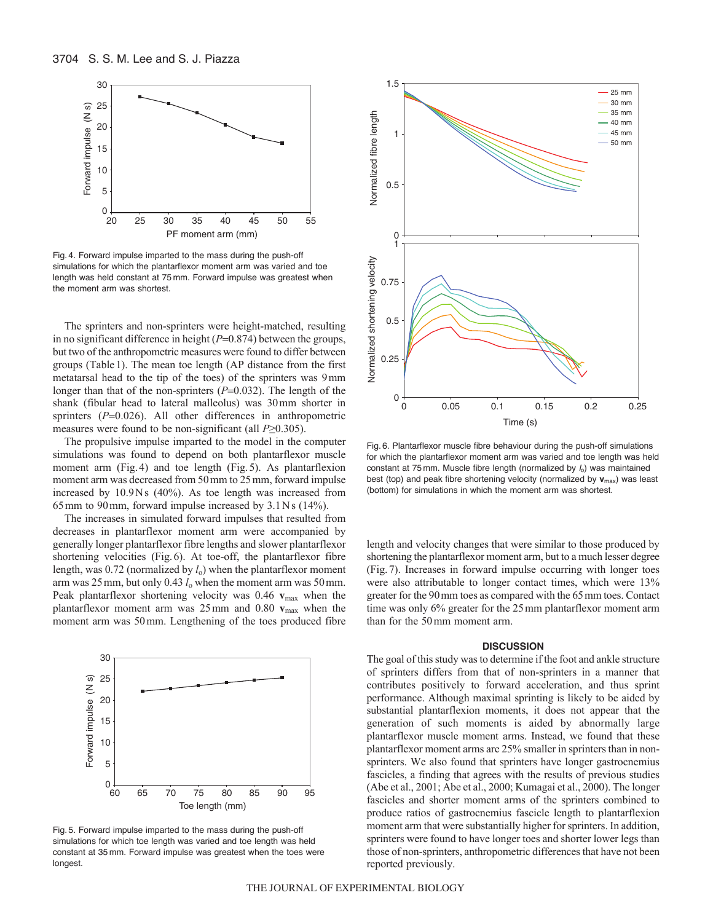Fig. 4. Forward impulse imparted to the mass during the push-off simulations for which the plantarflexor moment arm was varied and toe length was held constant at 75 mm. Forward impulse was greatest when the moment arm was shortest.

The sprinters and non-sprinters were height-matched, resulting in no significant difference in height ($P$=0.874) between the groups, but two of the anthropometric measures were found to differ between groups (Table 1). The mean toe length (AP distance from the first metatarsal head to the tip of the toes) of the sprinters was 9 mm longer than that of the non-sprinters ($P$=0.032). The length of the shank (fibular head to lateral malleolus) was 30 mm shorter in sprinters ($P$=0.026). All other differences in anthropometric measures were found to be non-significant (all $P \geq 0.305$).

The propulsive impulse imparted to the model in the computer simulations was found to depend on both plantarflexor muscle moment arm (Fig. 4) and toe length (Fig. 5). As plantarflexion moment arm was decreased from 50 mm to 25 mm, forward impulse increased by 10.9 N s (40%). As toe length was increased from 65 mm to 90 mm, forward impulse increased by 3.1 N s (14%).

The increases in simulated forward impulses that resulted from decreases in plantarflexor moment arm were accompanied by generally longer plantarflexor fibre lengths and slower plantarflexor shortening velocities (Fig. 6). At toe-off, the plantarflexor fibre length, was 0.72 (normalized by $l_o$) when the plantarflexor moment arm was 25 mm, but only 0.43 $l_o$ when the moment arm was 50 mm. Peak plantarflexor shortening velocity was 0.46 $\mathbf{v}_{max}$ when the plantarflexor moment arm was 25 mm and 0.80 $\mathbf{v}_{max}$ when the moment arm was 50 mm. Lengthening of the toes produced fibre length and velocity changes that were similar to those produced by shortening the plantarflexor moment arm, but to a much lesser degree (Fig. 7). Increases in forward impulse occurring with longer toes were also attributable to longer contact times, which were 13% greater for the 90 mm toes as compared with the 65 mm toes. Contact time was only 6% greater for the 25 mm plantarflexor moment arm than for the 50 mm moment arm.

Fig. 5. Forward impulse imparted to the mass during the push-off simulations for which toe length was varied and toe length was held constant at 35 mm. Forward impulse was greatest when the toes were longest.

Fig. 6. Plantarflexor muscle fibre behaviour during the push-off simulations for which the plantarflexor moment arm was varied and toe length was held constant at 75 mm. Muscle fibre length (normalized by $l_o$) was maintained best (top) and peak fibre shortening velocity (normalized by $\mathbf{v}_{max}$) was least (bottom) for simulations in which the moment arm was shortest.

## DISCUSSION

The goal of this study was to determine if the foot and ankle structure of sprinters differs from that of non-sprinters in a manner that contributes positively to forward acceleration, and thus sprint performance. Although maximal sprinting is likely to be aided by substantial plantarflexion moments, it does not appear that the generation of such moments is aided by abnormally large plantarflexor muscle moment arms. Instead, we found that these plantarflexor moment arms are 25% smaller in sprinters than in non-sprinters. We also found that sprinters have longer gastrocnemius fascicles, a finding that agrees with the results of previous studies (Abe et al., 2001; Abe et al., 2000; Kumagai et al., 2000). The longer fascicles and shorter moment arms of the sprinters combined to produce ratios of gastrocnemius fascicle length to plantarflexion moment arm that were substantially higher for sprinters. In addition, sprinters were found to have longer toes and shorter lower legs than those of non-sprinters, anthropometric differences that have not been reported previously.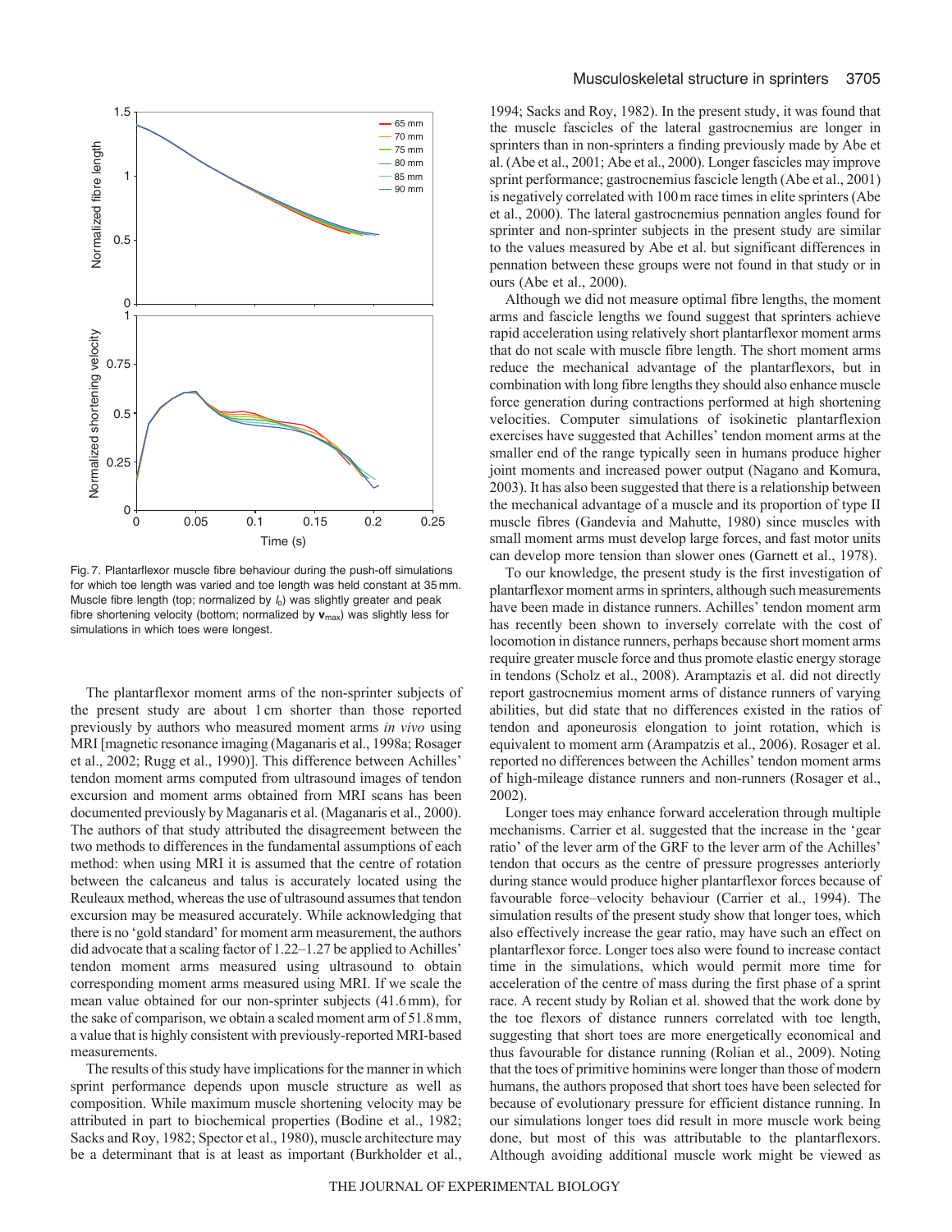Fig. 7. Plantarflexor muscle fibre behaviour during the push-off simulations for which toe length was varied and toe length was held constant at 35 mm. Muscle fibre length (top; normalized by $l_o$) was slightly greater and peak fibre shortening velocity (bottom; normalized by $\mathbf{v}_{max}$) was slightly less for simulations in which toes were longest.

The plantarflexor moment arms of the non-sprinter subjects of the present study are about 1 cm shorter than those reported previously by authors who measured moment arms *in vivo* using MRI [magnetic resonance imaging (Maganaris et al., 1998a; Rosager et al., 2002; Rugg et al., 1990)]. This difference between Achilles' tendon moment arms computed from ultrasound images of tendon excursion and moment arms obtained from MRI scans has been documented previously by Maganaris et al. (Maganaris et al., 2000). The authors of that study attributed the disagreement between the two methods to differences in the fundamental assumptions of each method: when using MRI it is assumed that the centre of rotation between the calcaneus and talus is accurately located using the Reuleaux method, whereas the use of ultrasound assumes that tendon excursion may be measured accurately. While acknowledging that there is no 'gold standard' for moment arm measurement, the authors did advocate that a scaling factor of 1.22–1.27 be applied to Achilles' tendon moment arms measured using ultrasound to obtain corresponding moment arms measured using MRI. If we scale the mean value obtained for our non-sprinter subjects (41.6 mm), for the sake of comparison, we obtain a scaled moment arm of 51.8 mm, a value that is highly consistent with previously-reported MRI-based measurements.

The results of this study have implications for the manner in which sprint performance depends upon muscle structure as well as composition. While maximum muscle shortening velocity may be attributed in part to biochemical properties (Bodine et al., 1982; Sacks and Roy, 1982; Spector et al., 1980), muscle architecture may be a determinant that is at least as important (Burkholder et al., 1994; Sacks and Roy, 1982). In the present study, it was found that the muscle fascicles of the lateral gastrocnemius are longer in sprinters than in non-sprinters a finding previously made by Abe et al. (Abe et al., 2001; Abe et al., 2000). Longer fascicles may improve sprint performance; gastrocnemius fascicle length (Abe et al., 2001) is negatively correlated with 100 m race times in elite sprinters (Abe et al., 2000). The lateral gastrocnemius pennation angles found for sprinter and non-sprinter subjects in the present study are similar to the values measured by Abe et al. but significant differences in pennation between these groups were not found in that study or in ours (Abe et al., 2000).

Although we did not measure optimal fibre lengths, the moment arms and fascicle lengths we found suggest that sprinters achieve rapid acceleration using relatively short plantarflexor moment arms that do not scale with muscle fibre length. The short moment arms reduce the mechanical advantage of the plantarflexors, but in combination with long fibre lengths they should also enhance muscle force generation during contractions performed at high shortening velocities. Computer simulations of isokinetic plantarflexion exercises have suggested that Achilles' tendon moment arms at the smaller end of the range typically seen in humans produce higher joint moments and increased power output (Nagano and Komura, 2003). It has also been suggested that there is a relationship between the mechanical advantage of a muscle and its proportion of type II muscle fibres (Gandevia and Mahutte, 1980) since muscles with small moment arms must develop large forces, and fast motor units can develop more tension than slower ones (Garnett et al., 1978).

To our knowledge, the present study is the first investigation of plantarflexor moment arms in sprinters, although such measurements have been made in distance runners. Achilles' tendon moment arm has recently been shown to inversely correlate with the cost of locomotion in distance runners, perhaps because short moment arms require greater muscle force and thus promote elastic energy storage in tendons (Scholz et al., 2008). Arampatzis et al. did not directly report gastrocnemius moment arms of distance runners of varying abilities, but did state that no differences existed in the ratios of tendon and aponeurosis elongation to joint rotation, which is equivalent to moment arm (Arampatzis et al., 2006). Rosager et al. reported no differences between the Achilles' tendon moment arms of high-mileage distance runners and non-runners (Rosager et al., 2002).

Longer toes may enhance forward acceleration through multiple mechanisms. Carrier et al. suggested that the increase in the 'gear ratio' of the lever arm of the GRF to the lever arm of the Achilles' tendon that occurs as the centre of pressure progresses anteriorly during stance would produce higher plantarflexor forces because of favourable force–velocity behaviour (Carrier et al., 1994). The simulation results of the present study show that longer toes, which also effectively increase the gear ratio, may have such an effect on plantarflexor force. Longer toes also were found to increase contact time in the simulations, which would permit more time for acceleration of the centre of mass during the first phase of a sprint race. A recent study by Rolian et al. showed that the work done by the toe flexors of distance runners correlated with toe length, suggesting that short toes are more energetically economical and thus favourable for distance running (Rolian et al., 2009). Noting that the toes of primitive hominins were longer than those of modern humans, the authors proposed that short toes have been selected for because of evolutionary pressure for efficient distance running. In our simulations longer toes did result in more muscle work being done, but most of this was attributable to the plantarflexors. Although avoiding additional muscle work might be viewed as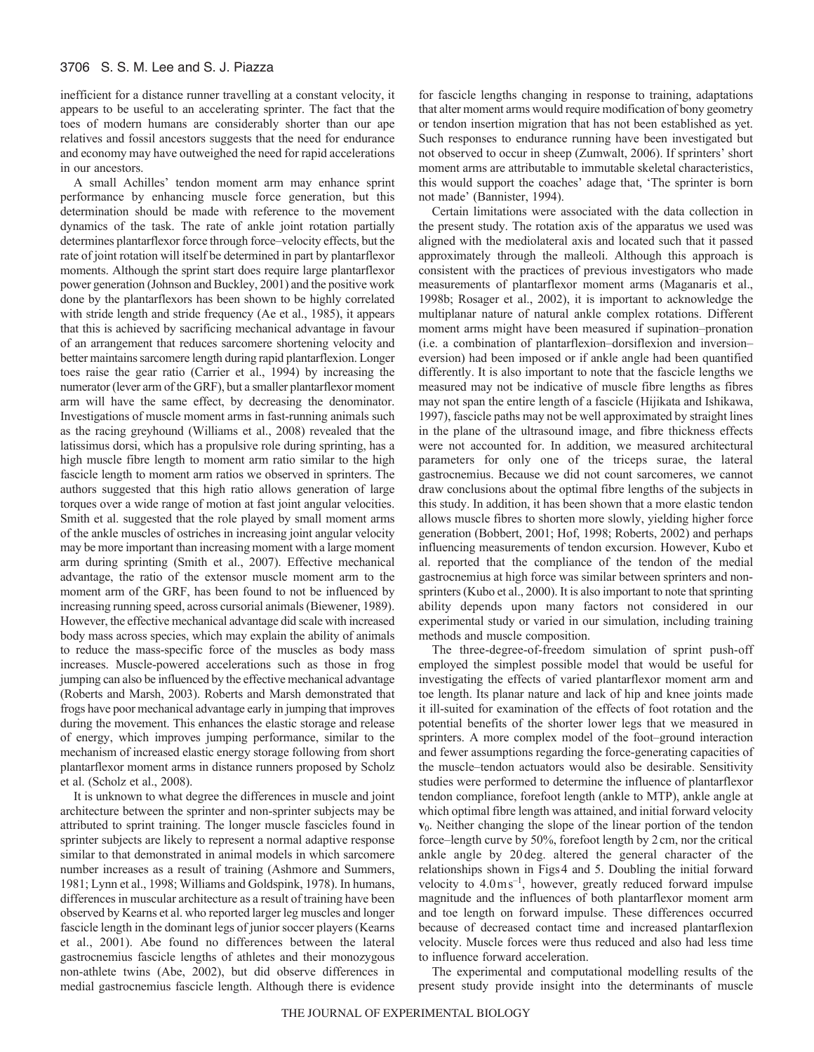inefficient for a distance runner travelling at a constant velocity, it appears to be useful to an accelerating sprinter. The fact that the toes of modern humans are considerably shorter than our ape relatives and fossil ancestors suggests that the need for endurance and economy may have outweighed the need for rapid accelerations in our ancestors.

A small Achilles' tendon moment arm may enhance sprint performance by enhancing muscle force generation, but this determination should be made with reference to the movement dynamics of the task. The rate of ankle joint rotation partially determines plantarflexor force through force–velocity effects, but the rate of joint rotation will itself be determined in part by plantarflexor moments. Although the sprint start does require large plantarflexor power generation (Johnson and Buckley, 2001) and the positive work done by the plantarflexors has been shown to be highly correlated with stride length and stride frequency (Ae et al., 1985), it appears that this is achieved by sacrificing mechanical advantage in favour of an arrangement that reduces sarcomere shortening velocity and better maintains sarcomere length during rapid plantarflexion. Longer toes raise the gear ratio (Carrier et al., 1994) by increasing the numerator (lever arm of the GRF), but a smaller plantarflexor moment arm will have the same effect, by decreasing the denominator. Investigations of muscle moment arms in fast-running animals such as the racing greyhound (Williams et al., 2008) revealed that the latissimus dorsi, which has a propulsive role during sprinting, has a high muscle fibre length to moment arm ratio similar to the high fascicle length to moment arm ratios we observed in sprinters. The authors suggested that this high ratio allows generation of large torques over a wide range of motion at fast joint angular velocities. Smith et al. suggested that the role played by small moment arms of the ankle muscles of ostriches in increasing joint angular velocity may be more important than increasing moment with a large moment arm during sprinting (Smith et al., 2007). Effective mechanical advantage, the ratio of the extensor muscle moment arm to the moment arm of the GRF, has been found to not be influenced by increasing running speed, across cursorial animals (Biewener, 1989). However, the effective mechanical advantage did scale with increased body mass across species, which may explain the ability of animals to reduce the mass-specific force of the muscles as body mass increases. Muscle-powered accelerations such as those in frog jumping can also be influenced by the effective mechanical advantage (Roberts and Marsh, 2003). Roberts and Marsh demonstrated that frogs have poor mechanical advantage early in jumping that improves during the movement. This enhances the elastic storage and release of energy, which improves jumping performance, similar to the mechanism of increased elastic energy storage following from short plantarflexor moment arms in distance runners proposed by Scholz et al. (Scholz et al., 2008).

It is unknown to what degree the differences in muscle and joint architecture between the sprinter and non-sprinter subjects may be attributed to sprint training. The longer muscle fascicles found in sprinter subjects are likely to represent a normal adaptive response similar to that demonstrated in animal models in which sarcomere number increases as a result of training (Ashmore and Summers, 1981; Lynn et al., 1998; Williams and Goldspink, 1978). In humans, differences in muscular architecture as a result of training have been observed by Kearns et al. who reported larger leg muscles and longer fascicle length in the dominant legs of junior soccer players (Kearns et al., 2001). Abe found no differences between the lateral gastrocnemius fascicle lengths of athletes and their monozygous non-athlete twins (Abe, 2002), but did observe differences in medial gastrocnemius fascicle length. Although there is evidence for fascicle lengths changing in response to training, adaptations that alter moment arms would require modification of bony geometry or tendon insertion migration that has not been established as yet. Such responses to endurance running have been investigated but not observed to occur in sheep (Zumwalt, 2006). If sprinters' short moment arms are attributable to immutable skeletal characteristics, this would support the coaches' adage that, 'The sprinter is born not made' (Bannister, 1994).

Certain limitations were associated with the data collection in the present study. The rotation axis of the apparatus we used was aligned with the mediolateral axis and located such that it passed approximately through the malleoli. Although this approach is consistent with the practices of previous investigators who made measurements of plantarflexor moment arms (Maganaris et al., 1998b; Rosager et al., 2002), it is important to acknowledge the multiplanar nature of natural ankle complex rotations. Different moment arms might have been measured if supination–pronation (i.e. a combination of plantarflexion–dorsiflexion and inversion–eversion) had been imposed or if ankle angle had been quantified differently. It is also important to note that the fascicle lengths we measured may not be indicative of muscle fibre lengths as fibres may not span the entire length of a fascicle (Hijikata and Ishikawa, 1997), fascicle paths may not be well approximated by straight lines in the plane of the ultrasound image, and fibre thickness effects were not accounted for. In addition, we measured architectural parameters for only one of the triceps surae, the lateral gastrocnemius. Because we did not count sarcomeres, we cannot draw conclusions about the optimal fibre lengths of the subjects in this study. In addition, it has been shown that a more elastic tendon allows muscle fibres to shorten more slowly, yielding higher force generation (Bobbert, 2001; Hof, 1998; Roberts, 2002) and perhaps influencing measurements of tendon excursion. However, Kubo et al. reported that the compliance of the tendon of the medial gastrocnemius at high force was similar between sprinters and non-sprinters (Kubo et al., 2000). It is also important to note that sprinting ability depends upon many factors not considered in our experimental study or varied in our simulation, including training methods and muscle composition.

The three-degree-of-freedom simulation of sprint push-off employed the simplest possible model that would be useful for investigating the effects of varied plantarflexor moment arm and toe length. Its planar nature and lack of hip and knee joints made it ill-suited for examination of the effects of foot rotation and the potential benefits of the shorter lower legs that we measured in sprinters. A more complex model of the foot–ground interaction and fewer assumptions regarding the force-generating capacities of the muscle–tendon actuators would also be desirable. Sensitivity studies were performed to determine the influence of plantarflexor tendon compliance, forefoot length (ankle to MTP), ankle angle at which optimal fibre length was attained, and initial forward velocity $\mathbf{v}_0$. Neither changing the slope of the linear portion of the tendon force–length curve by 50%, forefoot length by 2 cm, nor the critical ankle angle by 20 deg. altered the general character of the relationships shown in Figs 4 and 5. Doubling the initial forward velocity to $4.0\,\mathrm{m\,s^{-1}}$, however, greatly reduced forward impulse magnitude and the influences of both plantarflexor moment arm and toe length on forward impulse. These differences occurred because of decreased contact time and increased plantarflexion velocity. Muscle forces were thus reduced and also had less time to influence forward acceleration.

The experimental and computational modelling results of the present study provide insight into the determinants of muscle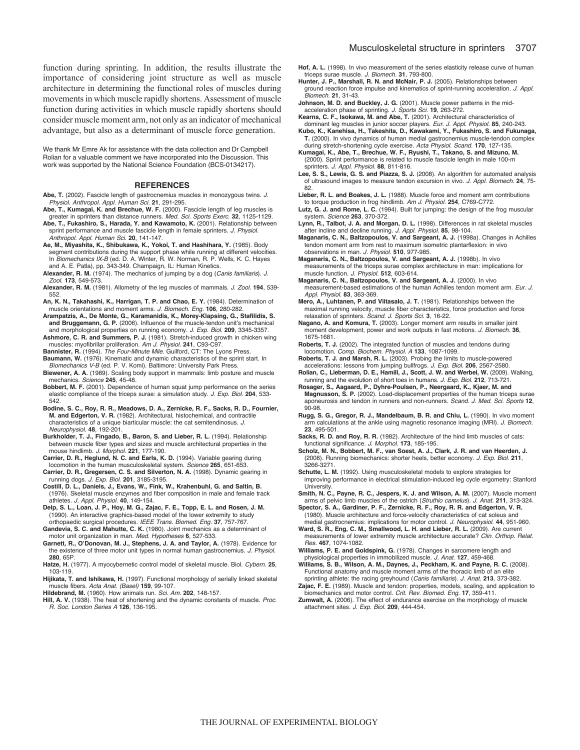function during sprinting. In addition, the results illustrate the importance of considering joint structure as well as muscle architecture in determining the functional roles of muscles during movements in which muscle rapidly shortens. Assessment of muscle function during activities in which muscle rapidly shortens should consider muscle moment arm, not only as an indicator of mechanical advantage, but also as a determinant of muscle force generation.

We thank Mr Emre Ak for assistance with the data collection and Dr Campbell Rolian for a valuable comment we have incorporated into the Discussion. This work was supported by the National Science Foundation (BCS-0134217).

## REFERENCES

**Abe, T.** (2002). Fascicle length of gastrocnemius muscles in monozygous twins. *J. Physiol. Anthropol. Appl. Human Sci.* **21**, 291-295.

**Abe, T., Kumagai, K. and Brechue, W. F.** (2000). Fascicle length of leg muscles is greater in sprinters than distance runners. *Med. Sci. Sports Exerc.* **32**, 1125-1129.

**Abe, T., Fukashiro, S., Harada, Y. and Kawamoto, K.** (2001). Relationship between sprint performance and muscle fascicle length in female sprinters. *J. Physiol. Anthropol. Appl. Human Sci.* **20**, 141-147.

**Ae, M., Miyashita, K., Shibukawa, K., Yokoi, T. and Hashihara, Y.** (1985). Body segment contributions during the support phase while running at different velocities. In *Biomechanics IX-B* (ed. D. A. Winter, R. W. Norman, R. P. Wells, K. C. Hayes and A. E. Patla), pp. 343-349. Champaign, IL: Human Kinetics.

**Alexander, R. M.** (1974). The mechanics of jumping by a dog (*Canis familiaris*). *J. Zool.* **173**, 549-573.

**Alexander, R. M.** (1981). Allometry of the leg muscles of mammals. *J. Zool.* **194**, 539-552.

**An, K. N., Takahashi, K., Harrigan, T. P. and Chao, E. Y.** (1984). Determination of muscle orientations and moment arms. *J. Biomech. Eng.* **106**, 280-282.

**Arampatzis, A., De Monte, G., Karamanidis, K., Morey-Klapsing, G., Stafilidis, S. and Bruggemann, G. P.** (2006). Influence of the muscle-tendon unit's mechanical and morphological properties on running economy. *J. Exp. Biol.* **209**, 3345-3357.

**Ashmore, C. R. and Summers, P. J.** (1981). Stretch-induced growth in chicken wing muscles: myofibrillar proliferation. *Am J. Physiol.* **241**, C93-C97.

**Bannister, R.** (1994). *The Four-Minute Mile*. Guilford, CT: The Lyons Press.

**Baumann, W.** (1976). Kinematic and dynamic characteristics of the sprint start. In *Biomechanics V-B* (ed. P. V. Komi). Baltimore: University Park Press.

**Biewener, A. A.** (1989). Scaling body support in mammals: limb posture and muscle mechanics. *Science* **245**, 45-48.

**Bobbert, M. F.** (2001). Dependence of human squat jump performance on the series elastic compliance of the triceps surae: a simulation study. *J. Exp. Biol.* **204**, 533-542.

**Bodine, S. C., Roy, R. R., Meadows, D. A., Zernicke, R. F., Sacks, R. D., Fournier, M. and Edgerton, V. R.** (1982). Architectural, histochemical, and contractile characteristics of a unique biarticular muscle: the cat semitendinosus. *J. Neurophysiol.* **48**, 192-201.

**Burkholder, T. J., Fingado, B., Baron, S. and Lieber, R. L.** (1994). Relationship between muscle fiber types and sizes and muscle architectural properties in the mouse hindlimb. *J. Morphol.* **221**, 177-190.

**Carrier, D. R., Heglund, N. C. and Earls, K. D.** (1994). Variable gearing during locomotion in the human musculoskeletal system. *Science* **265**, 651-653.

**Carrier, D. R., Gregersen, C. S. and Silverton, N. A.** (1998). Dynamic gearing in running dogs. *J. Exp. Biol.* **201**, 3185-3195.

**Costill, D. L., Daniels, J., Evans, W., Fink, W., Krahenbuhl, G. and Saltin, B.** (1976). Skeletal muscle enzymes and fiber composition in male and female track athletes. *J. Appl. Physiol.* **40**, 149-154.

**Delp, S. L., Loan, J. P., Hoy, M. G., Zajac, F. E., Topp, E. L. and Rosen, J. M.** (1990). An interactive graphics-based model of the lower extremity to study orthopaedic surgical procedures. *IEEE Trans. Biomed. Eng.* **37**, 757-767.

**Gandevia, S. C. and Mahutte, C. K.** (1980). Joint mechanics as a determinant of motor unit organization in man. *Med. Hypotheses* **6**, 527-533.

**Garnett, R., O'Donovan, M. J., Stephens, J. A. and Taylor, A.** (1978). Evidence for the existence of three motor unit types in normal human gastrocnemius. *J. Physiol.* **280**, 65P.

**Hatze, H.** (1977). A myocybernetic control model of skeletal muscle. Biol. *Cybern.* **25**, 103-119.

**Hijikata, T. and Ishikawa, H.** (1997). Functional morphology of serially linked skeletal muscle fibers. *Acta Anat. (Basel)* **159**, 99-107.

**Hildebrand, M.** (1960). How animals run. *Sci. Am.* **202**, 148-157.

**Hill, A. V.** (1938). The heat of shortening and the dynamic constants of muscle. *Proc. R. Soc. London Series A* **126**, 136-195.

**Hof, A. L.** (1998). In vivo measurement of the series elasticity release curve of human triceps surae muscle. *J. Biomech.* **31**, 793-800.

**Hunter, J. P., Marshall, R. N. and McNair, P. J.** (2005). Relationships between ground reaction force impulse and kinematics of sprint-running acceleration. *J. Appl. Biomech.* **21**, 31-43.

**Johnson, M. D. and Buckley, J. G.** (2001). Muscle power patterns in the mid-acceleration phase of sprinting. *J. Sports Sci.* **19**, 263-272.

**Kearns, C. F., Isokawa, M. and Abe, T.** (2001). Architectural characteristics of dominant leg muscles in junior soccer players. *Eur. J. Appl. Physiol.* **85**, 240-243.

**Kubo, K., Kanehisa, H., Takeshita, D., Kawakami, Y., Fukashiro, S. and Fukunaga, T.** (2000). In vivo dynamics of human medial gastrocnemius muscle-tendon complex during stretch-shortening cycle exercise. *Acta Physiol. Scand.* **170**, 127-135.

**Kumagai, K., Abe, T., Brechue, W. F., Ryushi, T., Takano, S. and Mizuno, M.** (2000). Sprint performance is related to muscle fascicle length in male 100-m sprinters. *J. Appl. Physiol.* **88**, 811-816.

**Lee, S. S., Lewis, G. S. and Piazza, S. J.** (2008). An algorithm for automated analysis of ultrasound images to measure tendon excursion in vivo. *J. Appl. Biomech.* **24**, 75-82.

**Lieber, R. L. and Boakes, J. L.** (1988). Muscle force and moment arm contributions to torque production in frog hindlimb. *Am J. Physiol.* **254**, C769-C772.

**Lutz, G. J. and Rome, L. C.** (1994). Built for jumping: the design of the frog muscular system. *Science* **263**, 370-372.

**Lynn, R., Talbot, J. A. and Morgan, D. L.** (1998). Differences in rat skeletal muscles after incline and decline running. *J. Appl. Physiol.* **85**, 98-104.

**Maganaris, C. N., Baltzopoulos, V. and Sargeant, A. J.** (1998a). Changes in Achilles tendon moment arm from rest to maximum isometric plantarflexion: in vivo observations in man. *J. Physiol.* **510**, 977-985.

**Maganaris, C. N., Baltzopoulos, V. and Sargeant, A. J.** (1998b). In vivo measurements of the triceps surae complex architecture in man: implications for muscle function. *J. Physiol.* **512**, 603-614.

**Maganaris, C. N., Baltzopoulos, V. and Sargeant, A. J.** (2000). In vivo measurement-based estimations of the human Achilles tendon moment arm. *Eur. J. Appl. Physiol.* **83**, 363-369.

**Mero, A., Luhtanen, P. and Viitasalo, J. T.** (1981). Relationships between the maximal running velocity, muscle fiber characteristics, force production and force relaxation of sprinters. *Scand. J. Sports Sci.* **3**, 16-22.

**Nagano, A. and Komura, T.** (2003). Longer moment arm results in smaller joint moment development, power and work outputs in fast motions. *J. Biomech.* **36**, 1675-1681.

**Roberts, T. J.** (2002). The integrated function of muscles and tendons during locomotion. *Comp. Biochem. Physiol. A* **133**, 1087-1099.

**Roberts, T. J. and Marsh, R. L.** (2003). Probing the limits to muscle-powered accelerations: lessons from jumping bullfrogs. *J. Exp. Biol.* **206**, 2567-2580.

**Rolian, C., Lieberman, D. E., Hamill, J., Scott, J. W. and Werbel, W.** (2009). Walking, running and the evolution of short toes in humans. *J. Exp. Biol.* **212**, 713-721.

**Rosager, S., Aagaard, P., Dyhre-Poulsen, P., Neergaard, K., Kjaer, M. and Magnusson, S. P.** (2002). Load-displacement properties of the human triceps surae aponeurosis and tendon in runners and non-runners. *Scand. J. Med. Sci. Sports* **12**, 90-98.

**Rugg, S. G., Gregor, R. J., Mandelbaum, B. R. and Chiu, L.** (1990). In vivo moment arm calculations at the ankle using magnetic resonance imaging (MRI). *J. Biomech.* **23**, 495-501.

**Sacks, R. D. and Roy, R. R.** (1982). Architecture of the hind limb muscles of cats: functional significance. *J. Morphol.* **173**, 185-195.

**Scholz, M. N., Bobbert, M. F., van Soest, A. J., Clark, J. R. and van Heerden, J.** (2008). Running biomechanics: shorter heels, better economy. *J. Exp. Biol.* **211**, 3266-3271.

**Schutte, L. M.** (1992). Using musculoskeletal models to explore strategies for improving performance in electrical stimulation-induced leg cycle ergometry: Stanford University.

**Smith, N. C., Payne, R. C., Jespers, K. J. and Wilson, A. M.** (2007). Muscle moment arms of pelvic limb muscles of the ostrich (*Struthio camelus*). *J. Anat.* **211**, 313-324.

**Spector, S. A., Gardiner, P. F., Zernicke, R. F., Roy, R. R. and Edgerton, V. R.** (1980). Muscle architecture and force-velocity characteristics of cat soleus and medial gastrocnemius: implications for motor control. *J. Neurophysiol.* **44**, 951-960.

**Ward, S. R., Eng, C. M., Smallwood, L. H. and Lieber, R. L.** (2009). Are current measurements of lower extremity muscle architecture accurate? *Clin. Orthop. Relat. Res.* **467**, 1074-1082.

**Williams, P. E. and Goldspink, G.** (1978). Changes in sarcomere length and physiological properties in immobilized muscle. *J. Anat.* **127**, 459-468.

**Williams, S. B., Wilson, A. M., Daynes, J., Peckham, K. and Payne, R. C.** (2008). Functional anatomy and muscle moment arms of the thoracic limb of an elite sprinting athlete: the racing greyhound (*Canis familiaris*). *J. Anat.* **213**, 373-382.

**Zajac, F. E.** (1989). Muscle and tendon: properties, models, scaling, and application to biomechanics and motor control. *Crit. Rev. Biomed. Eng.* **17**, 359-411.

**Zumwalt, A.** (2006). The effect of endurance exercise on the morphology of muscle attachment sites. *J. Exp. Biol.* **209**, 444-454.